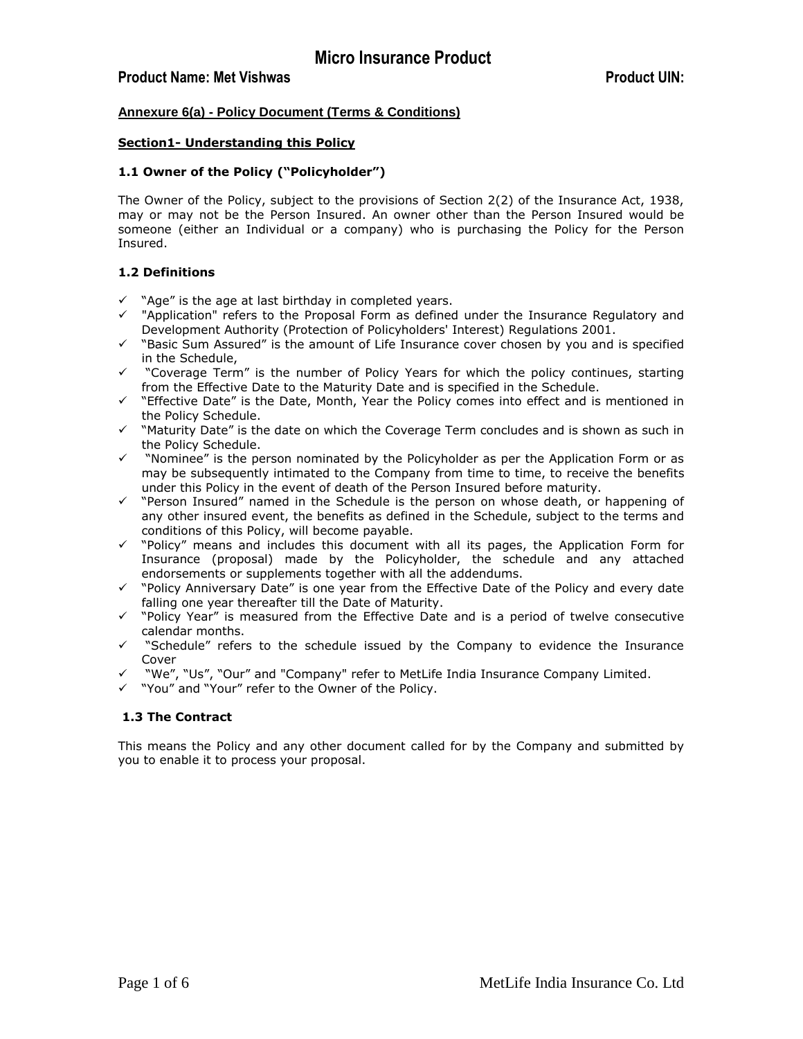# Micro Insurance Product

**Product Name: Met Vishwas** **Product UIN:**

## Annexure 6(a) - Policy Document (Terms & Conditions)

### Section1- Understanding this Policy

#### 1.1 Owner of the Policy ("Policyholder")

The Owner of the Policy, subject to the provisions of Section 2(2) of the Insurance Act, 1938, may or may not be the Person Insured. An owner other than the Person Insured would be someone (either an Individual or a company) who is purchasing the Policy for the Person Insured.

#### 1.2 Definitions

- ✓ "Age" is the age at last birthday in completed years.
- ✓ "Application" refers to the Proposal Form as defined under the Insurance Regulatory and Development Authority (Protection of Policyholders' Interest) Regulations 2001.
- ✓ "Basic Sum Assured" is the amount of Life Insurance cover chosen by you and is specified in the Schedule,
- ✓ "Coverage Term" is the number of Policy Years for which the policy continues, starting from the Effective Date to the Maturity Date and is specified in the Schedule.
- ✓ "Effective Date" is the Date, Month, Year the Policy comes into effect and is mentioned in the Policy Schedule.
- ✓ "Maturity Date" is the date on which the Coverage Term concludes and is shown as such in the Policy Schedule.
- ✓ "Nominee" is the person nominated by the Policyholder as per the Application Form or as may be subsequently intimated to the Company from time to time, to receive the benefits under this Policy in the event of death of the Person Insured before maturity.
- ✓ "Person Insured" named in the Schedule is the person on whose death, or happening of any other insured event, the benefits as defined in the Schedule, subject to the terms and conditions of this Policy, will become payable.
- ✓ "Policy" means and includes this document with all its pages, the Application Form for Insurance (proposal) made by the Policyholder, the schedule and any attached endorsements or supplements together with all the addendums.
- ✓ "Policy Anniversary Date" is one year from the Effective Date of the Policy and every date falling one year thereafter till the Date of Maturity.
- ✓ "Policy Year" is measured from the Effective Date and is a period of twelve consecutive calendar months.
- ✓ "Schedule" refers to the schedule issued by the Company to evidence the Insurance Cover
- ✓ "We", "Us", "Our" and "Company" refer to MetLife India Insurance Company Limited.
- ✓ "You" and "Your" refer to the Owner of the Policy.

#### 1.3 The Contract

This means the Policy and any other document called for by the Company and submitted by you to enable it to process your proposal.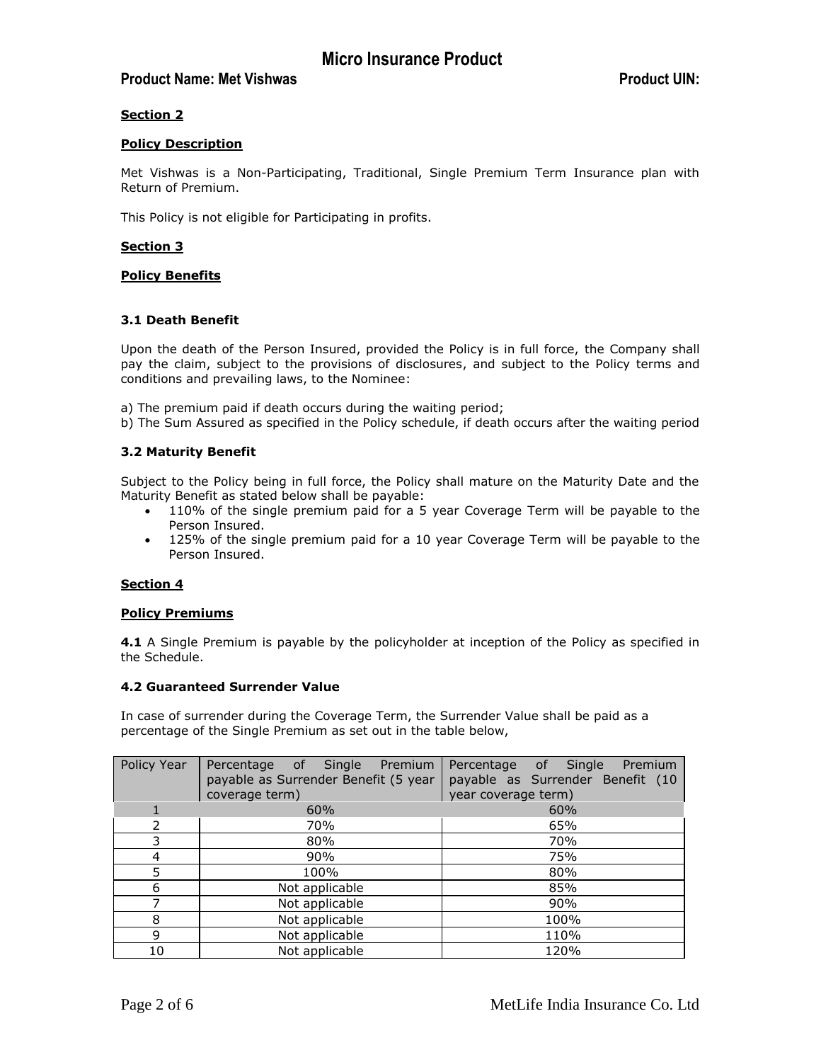## Section 2

### Policy Description

Met Vishwas is a Non-Participating, Traditional, Single Premium Term Insurance plan with Return of Premium.

This Policy is not eligible for Participating in profits.

## Section 3

### Policy Benefits

#### 3.1 Death Benefit

Upon the death of the Person Insured, provided the Policy is in full force, the Company shall pay the claim, subject to the provisions of disclosures, and subject to the Policy terms and conditions and prevailing laws, to the Nominee:

a) The premium paid if death occurs during the waiting period;
b) The Sum Assured as specified in the Policy schedule, if death occurs after the waiting period

#### 3.2 Maturity Benefit

Subject to the Policy being in full force, the Policy shall mature on the Maturity Date and the Maturity Benefit as stated below shall be payable:

- 110% of the single premium paid for a 5 year Coverage Term will be payable to the Person Insured.
- 125% of the single premium paid for a 10 year Coverage Term will be payable to the Person Insured.

## Section 4

### Policy Premiums

**4.1** A Single Premium is payable by the policyholder at inception of the Policy as specified in the Schedule.

#### 4.2 Guaranteed Surrender Value

In case of surrender during the Coverage Term, the Surrender Value shall be paid as a percentage of the Single Premium as set out in the table below,

| Policy Year | Percentage of Single Premium payable as Surrender Benefit (5 year coverage term) | Percentage of Single Premium payable as Surrender Benefit (10 year coverage term) |
|---|---|---|
| 1 | 60% | 60% |
| 2 | 70% | 65% |
| 3 | 80% | 70% |
| 4 | 90% | 75% |
| 5 | 100% | 80% |
| 6 | Not applicable | 85% |
| 7 | Not applicable | 90% |
| 8 | Not applicable | 100% |
| 9 | Not applicable | 110% |
| 10 | Not applicable | 120% |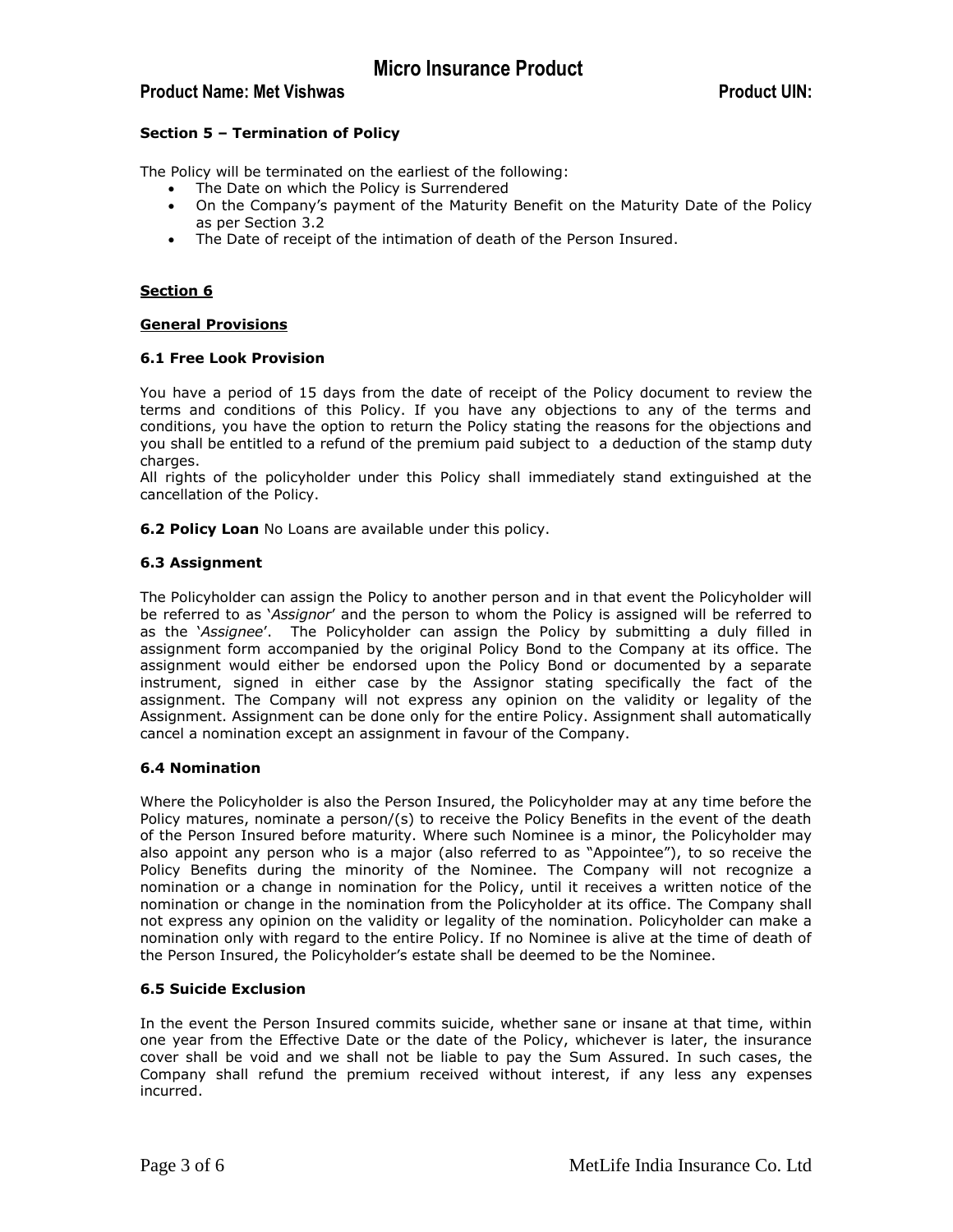**Section 5 – Termination of Policy**

The Policy will be terminated on the earliest of the following:

- The Date on which the Policy is Surrendered
- On the Company's payment of the Maturity Benefit on the Maturity Date of the Policy as per Section 3.2
- The Date of receipt of the intimation of death of the Person Insured.

**Section 6**

**General Provisions**

**6.1 Free Look Provision**

You have a period of 15 days from the date of receipt of the Policy document to review the terms and conditions of this Policy. If you have any objections to any of the terms and conditions, you have the option to return the Policy stating the reasons for the objections and you shall be entitled to a refund of the premium paid subject to a deduction of the stamp duty charges.
All rights of the policyholder under this Policy shall immediately stand extinguished at the cancellation of the Policy.

**6.2 Policy Loan** No Loans are available under this policy.

**6.3 Assignment**

The Policyholder can assign the Policy to another person and in that event the Policyholder will be referred to as '*Assignor*' and the person to whom the Policy is assigned will be referred to as the '*Assignee*'. The Policyholder can assign the Policy by submitting a duly filled in assignment form accompanied by the original Policy Bond to the Company at its office. The assignment would either be endorsed upon the Policy Bond or documented by a separate instrument, signed in either case by the Assignor stating specifically the fact of the assignment. The Company will not express any opinion on the validity or legality of the Assignment. Assignment can be done only for the entire Policy. Assignment shall automatically cancel a nomination except an assignment in favour of the Company.

**6.4 Nomination**

Where the Policyholder is also the Person Insured, the Policyholder may at any time before the Policy matures, nominate a person/(s) to receive the Policy Benefits in the event of the death of the Person Insured before maturity. Where such Nominee is a minor, the Policyholder may also appoint any person who is a major (also referred to as "Appointee"), to so receive the Policy Benefits during the minority of the Nominee. The Company will not recognize a nomination or a change in nomination for the Policy, until it receives a written notice of the nomination or change in the nomination from the Policyholder at its office. The Company shall not express any opinion on the validity or legality of the nomination. Policyholder can make a nomination only with regard to the entire Policy. If no Nominee is alive at the time of death of the Person Insured, the Policyholder's estate shall be deemed to be the Nominee.

**6.5 Suicide Exclusion**

In the event the Person Insured commits suicide, whether sane or insane at that time, within one year from the Effective Date or the date of the Policy, whichever is later, the insurance cover shall be void and we shall not be liable to pay the Sum Assured. In such cases, the Company shall refund the premium received without interest, if any less any expenses incurred.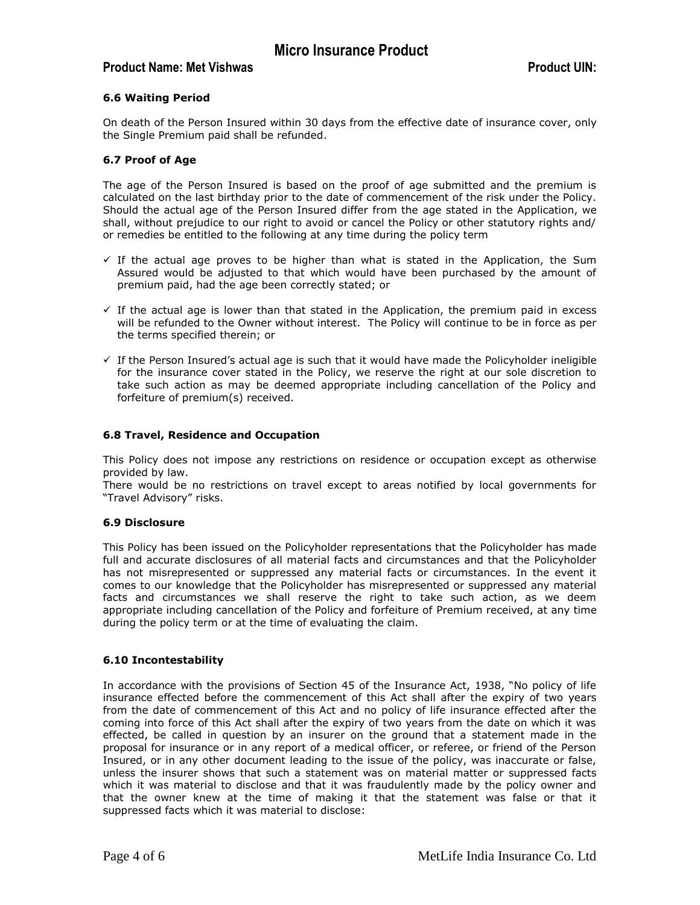### 6.6 Waiting Period

On death of the Person Insured within 30 days from the effective date of insurance cover, only the Single Premium paid shall be refunded.

### 6.7 Proof of Age

The age of the Person Insured is based on the proof of age submitted and the premium is calculated on the last birthday prior to the date of commencement of the risk under the Policy. Should the actual age of the Person Insured differ from the age stated in the Application, we shall, without prejudice to our right to avoid or cancel the Policy or other statutory rights and/ or remedies be entitled to the following at any time during the policy term

- ✓ If the actual age proves to be higher than what is stated in the Application, the Sum Assured would be adjusted to that which would have been purchased by the amount of premium paid, had the age been correctly stated; or
- ✓ If the actual age is lower than that stated in the Application, the premium paid in excess will be refunded to the Owner without interest. The Policy will continue to be in force as per the terms specified therein; or
- ✓ If the Person Insured's actual age is such that it would have made the Policyholder ineligible for the insurance cover stated in the Policy, we reserve the right at our sole discretion to take such action as may be deemed appropriate including cancellation of the Policy and forfeiture of premium(s) received.

### 6.8 Travel, Residence and Occupation

This Policy does not impose any restrictions on residence or occupation except as otherwise provided by law.
There would be no restrictions on travel except to areas notified by local governments for "Travel Advisory" risks.

### 6.9 Disclosure

This Policy has been issued on the Policyholder representations that the Policyholder has made full and accurate disclosures of all material facts and circumstances and that the Policyholder has not misrepresented or suppressed any material facts or circumstances. In the event it comes to our knowledge that the Policyholder has misrepresented or suppressed any material facts and circumstances we shall reserve the right to take such action, as we deem appropriate including cancellation of the Policy and forfeiture of Premium received, at any time during the policy term or at the time of evaluating the claim.

### 6.10 Incontestability

In accordance with the provisions of Section 45 of the Insurance Act, 1938, "No policy of life insurance effected before the commencement of this Act shall after the expiry of two years from the date of commencement of this Act and no policy of life insurance effected after the coming into force of this Act shall after the expiry of two years from the date on which it was effected, be called in question by an insurer on the ground that a statement made in the proposal for insurance or in any report of a medical officer, or referee, or friend of the Person Insured, or in any other document leading to the issue of the policy, was inaccurate or false, unless the insurer shows that such a statement was on material matter or suppressed facts which it was material to disclose and that it was fraudulently made by the policy owner and that the owner knew at the time of making it that the statement was false or that it suppressed facts which it was material to disclose: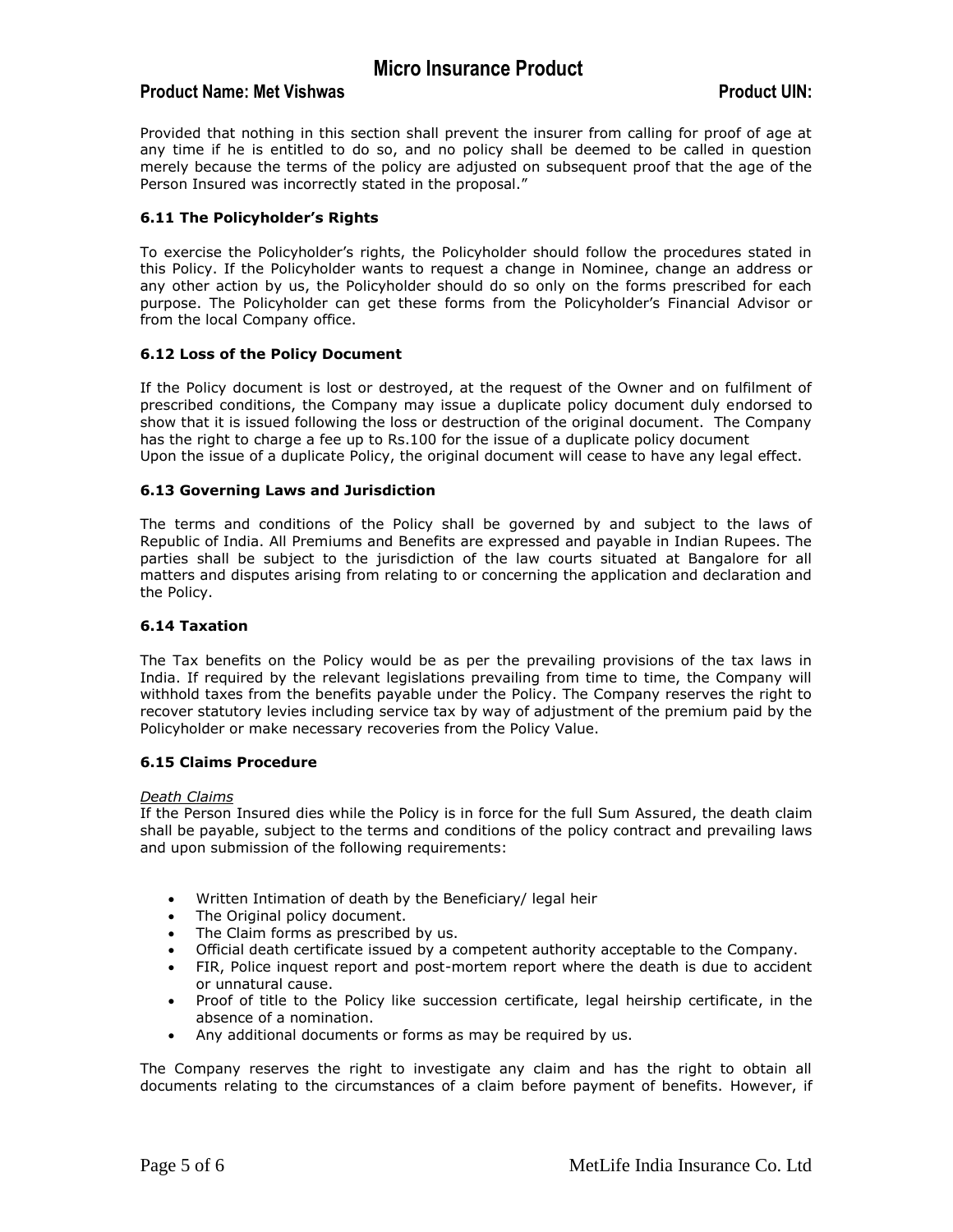Provided that nothing in this section shall prevent the insurer from calling for proof of age at any time if he is entitled to do so, and no policy shall be deemed to be called in question merely because the terms of the policy are adjusted on subsequent proof that the age of the Person Insured was incorrectly stated in the proposal."

### 6.11 The Policyholder's Rights

To exercise the Policyholder's rights, the Policyholder should follow the procedures stated in this Policy. If the Policyholder wants to request a change in Nominee, change an address or any other action by us, the Policyholder should do so only on the forms prescribed for each purpose. The Policyholder can get these forms from the Policyholder's Financial Advisor or from the local Company office.

### 6.12 Loss of the Policy Document

If the Policy document is lost or destroyed, at the request of the Owner and on fulfilment of prescribed conditions, the Company may issue a duplicate policy document duly endorsed to show that it is issued following the loss or destruction of the original document. The Company has the right to charge a fee up to Rs.100 for the issue of a duplicate policy document
Upon the issue of a duplicate Policy, the original document will cease to have any legal effect.

### 6.13 Governing Laws and Jurisdiction

The terms and conditions of the Policy shall be governed by and subject to the laws of Republic of India. All Premiums and Benefits are expressed and payable in Indian Rupees. The parties shall be subject to the jurisdiction of the law courts situated at Bangalore for all matters and disputes arising from relating to or concerning the application and declaration and the Policy.

### 6.14 Taxation

The Tax benefits on the Policy would be as per the prevailing provisions of the tax laws in India. If required by the relevant legislations prevailing from time to time, the Company will withhold taxes from the benefits payable under the Policy. The Company reserves the right to recover statutory levies including service tax by way of adjustment of the premium paid by the Policyholder or make necessary recoveries from the Policy Value.

### 6.15 Claims Procedure

*Death Claims*
If the Person Insured dies while the Policy is in force for the full Sum Assured, the death claim shall be payable, subject to the terms and conditions of the policy contract and prevailing laws and upon submission of the following requirements:

- Written Intimation of death by the Beneficiary/ legal heir
- The Original policy document.
- The Claim forms as prescribed by us.
- Official death certificate issued by a competent authority acceptable to the Company.
- FIR, Police inquest report and post-mortem report where the death is due to accident or unnatural cause.
- Proof of title to the Policy like succession certificate, legal heirship certificate, in the absence of a nomination.
- Any additional documents or forms as may be required by us.

The Company reserves the right to investigate any claim and has the right to obtain all documents relating to the circumstances of a claim before payment of benefits. However, if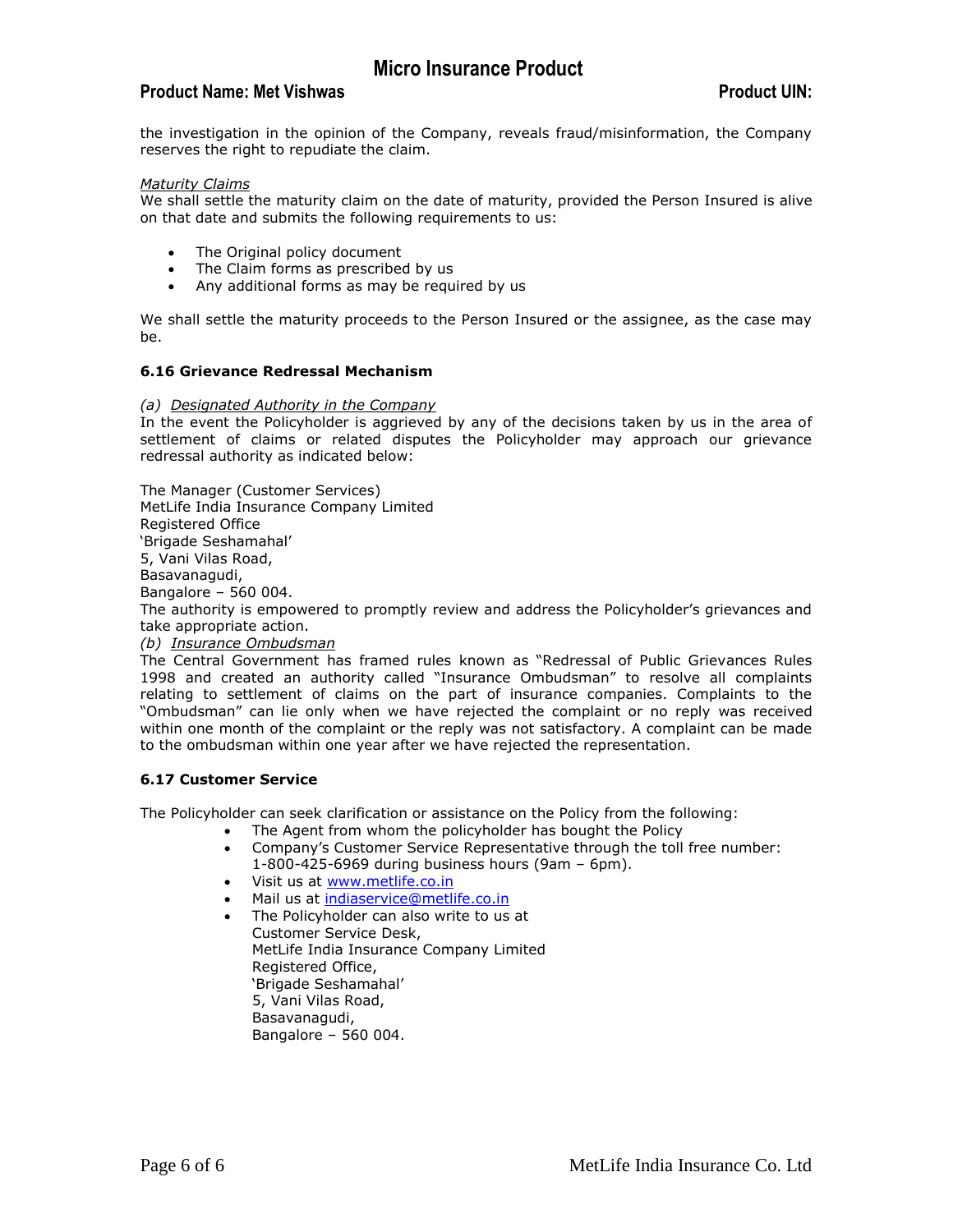the investigation in the opinion of the Company, reveals fraud/misinformation, the Company reserves the right to repudiate the claim.

*Maturity Claims*

We shall settle the maturity claim on the date of maturity, provided the Person Insured is alive on that date and submits the following requirements to us:

- The Original policy document
- The Claim forms as prescribed by us
- Any additional forms as may be required by us

We shall settle the maturity proceeds to the Person Insured or the assignee, as the case may be.

**6.16 Grievance Redressal Mechanism**

*(a) Designated Authority in the Company*

In the event the Policyholder is aggrieved by any of the decisions taken by us in the area of settlement of claims or related disputes the Policyholder may approach our grievance redressal authority as indicated below:

The Manager (Customer Services)
MetLife India Insurance Company Limited
Registered Office
'Brigade Seshamahal'
5, Vani Vilas Road,
Basavanagudi,
Bangalore – 560 004.

The authority is empowered to promptly review and address the Policyholder's grievances and take appropriate action.

*(b) Insurance Ombudsman*

The Central Government has framed rules known as "Redressal of Public Grievances Rules 1998 and created an authority called "Insurance Ombudsman" to resolve all complaints relating to settlement of claims on the part of insurance companies. Complaints to the "Ombudsman" can lie only when we have rejected the complaint or no reply was received within one month of the complaint or the reply was not satisfactory. A complaint can be made to the ombudsman within one year after we have rejected the representation.

**6.17 Customer Service**

The Policyholder can seek clarification or assistance on the Policy from the following:

- The Agent from whom the policyholder has bought the Policy
- Company's Customer Service Representative through the toll free number: 1-800-425-6969 during business hours (9am – 6pm).
- Visit us at www.metlife.co.in
- Mail us at indiaservice@metlife.co.in
- The Policyholder can also write to us at
  Customer Service Desk,
  MetLife India Insurance Company Limited
  Registered Office,
  'Brigade Seshamahal'
  5, Vani Vilas Road,
  Basavanagudi,
  Bangalore – 560 004.